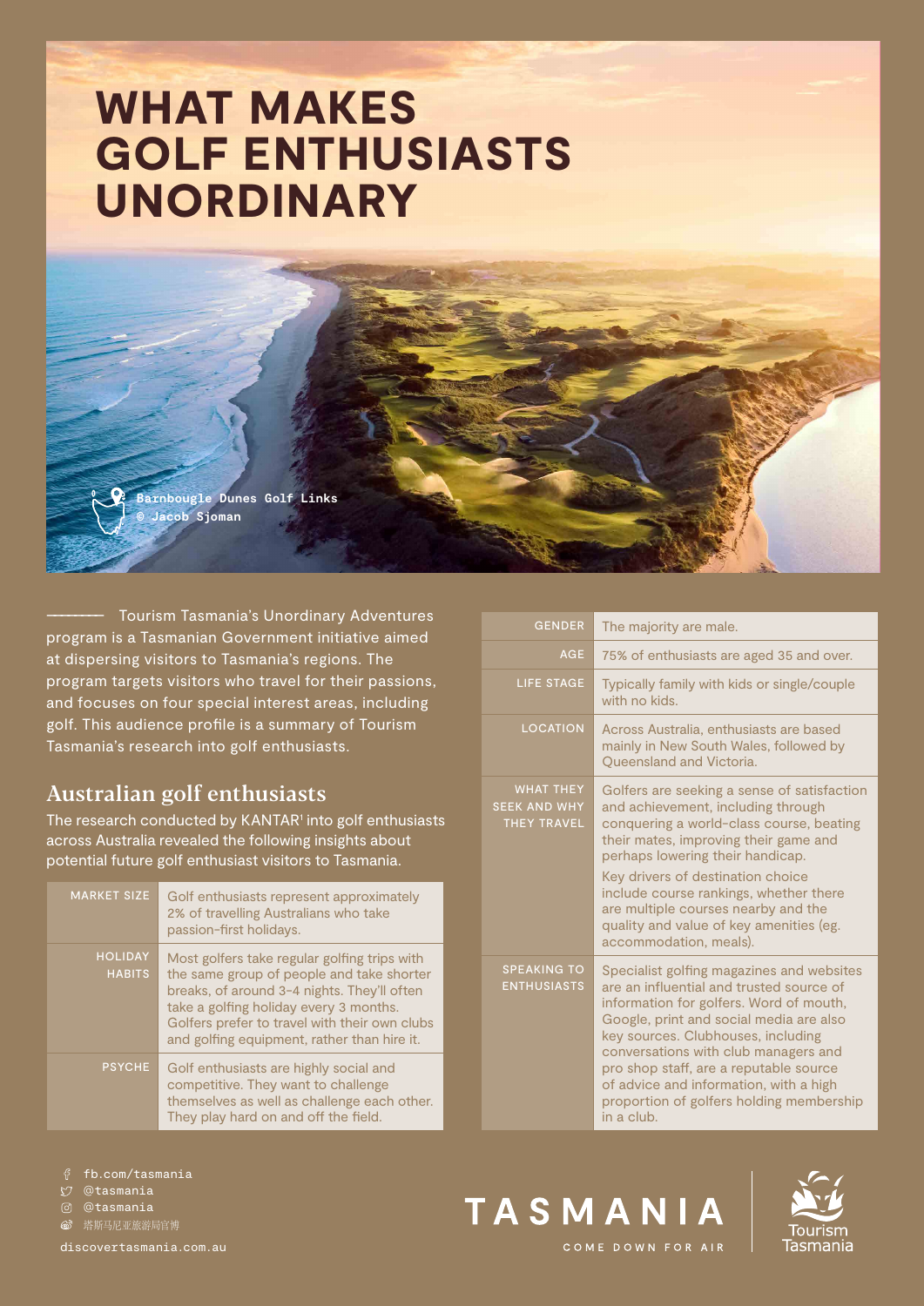# WHAT MAKES GOLF ENTHUSIASTS UNORDINARY

Barnbougle Dunes Golf Links
© Jacob Sjoman

Tourism Tasmania's Unordinary Adventures program is a Tasmanian Government initiative aimed at dispersing visitors to Tasmania's regions. The program targets visitors who travel for their passions, and focuses on four special interest areas, including golf. This audience profile is a summary of Tourism Tasmania's research into golf enthusiasts.

## Australian golf enthusiasts

The research conducted by KANTAR[1] into golf enthusiasts across Australia revealed the following insights about potential future golf enthusiast visitors to Tasmania.

| | |
|---|---|
| MARKET SIZE | Golf enthusiasts represent approximately 2% of travelling Australians who take passion-first holidays. |
| HOLIDAY HABITS | Most golfers take regular golfing trips with the same group of people and take shorter breaks, of around 3-4 nights. They'll often take a golfing holiday every 3 months. Golfers prefer to travel with their own clubs and golfing equipment, rather than hire it. |
| PSYCHE | Golf enthusiasts are highly social and competitive. They want to challenge themselves as well as challenge each other. They play hard on and off the field. |
| GENDER | The majority are male. |
| AGE | 75% of enthusiasts are aged 35 and over. |
| LIFE STAGE | Typically family with kids or single/couple with no kids. |
| LOCATION | Across Australia, enthusiasts are based mainly in New South Wales, followed by Queensland and Victoria. |
| WHAT THEY SEEK AND WHY THEY TRAVEL | Golfers are seeking a sense of satisfaction and achievement, including through conquering a world-class course, beating their mates, improving their game and perhaps lowering their handicap. Key drivers of destination choice include course rankings, whether there are multiple courses nearby and the quality and value of key amenities (eg. accommodation, meals). |
| SPEAKING TO ENTHUSIASTS | Specialist golfing magazines and websites are an influential and trusted source of information for golfers. Word of mouth, Google, print and social media are also key sources. Clubhouses, including conversations with club managers and pro shop staff, are a reputable source of advice and information, with a high proportion of golfers holding membership in a club. |

fb.com/tasmania
@tasmania
@tasmania
塔斯马尼亚旅游局官博

discovertasmania.com.au

TASMANIA
COME DOWN FOR AIR

Tourism Tasmania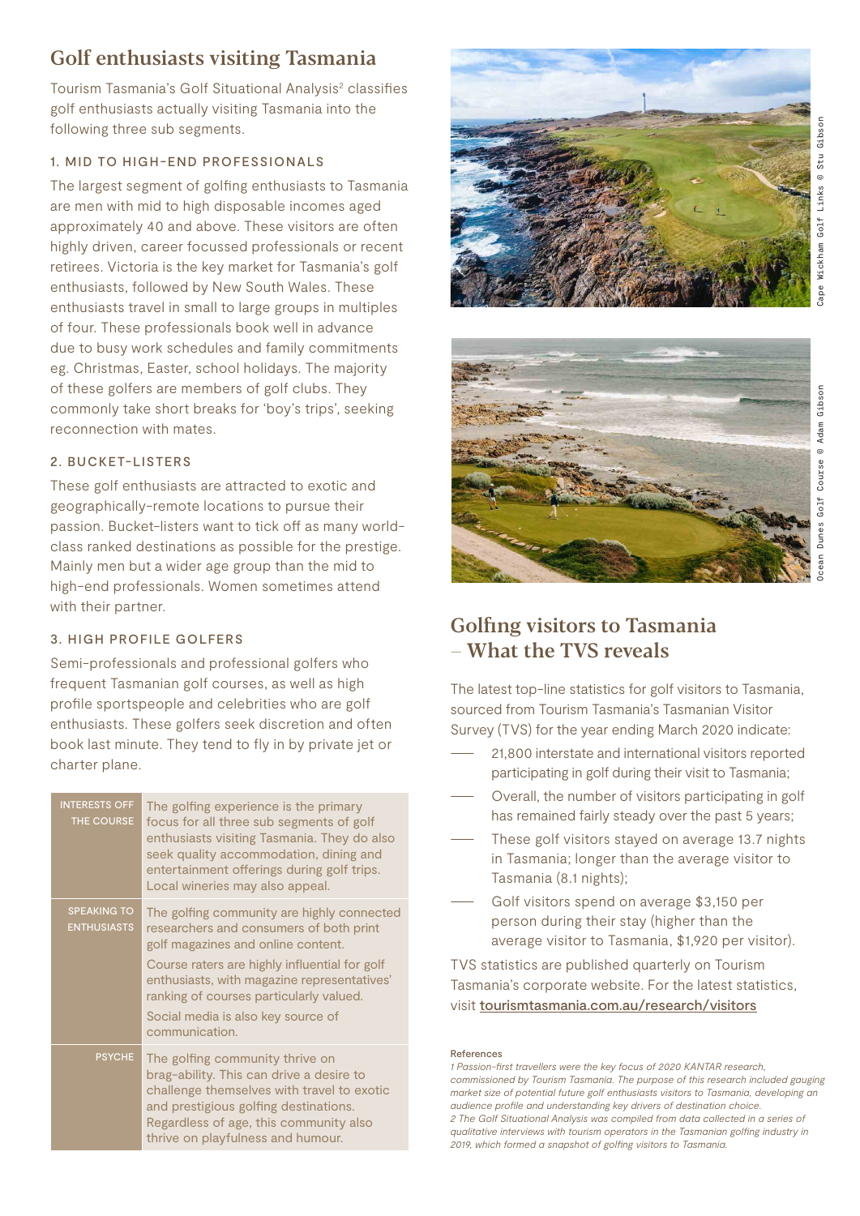## Golf enthusiasts visiting Tasmania

Tourism Tasmania's Golf Situational Analysis[2] classifies golf enthusiasts actually visiting Tasmania into the following three sub segments.

### 1. MID TO HIGH-END PROFESSIONALS

The largest segment of golfing enthusiasts to Tasmania are men with mid to high disposable incomes aged approximately 40 and above. These visitors are often highly driven, career focussed professionals or recent retirees. Victoria is the key market for Tasmania's golf enthusiasts, followed by New South Wales. These enthusiasts travel in small to large groups in multiples of four. These professionals book well in advance due to busy work schedules and family commitments eg. Christmas, Easter, school holidays. The majority of these golfers are members of golf clubs. They commonly take short breaks for 'boy's trips', seeking reconnection with mates.

### 2. BUCKET-LISTERS

These golf enthusiasts are attracted to exotic and geographically-remote locations to pursue their passion. Bucket-listers want to tick off as many world-class ranked destinations as possible for the prestige. Mainly men but a wider age group than the mid to high-end professionals. Women sometimes attend with their partner.

### 3. HIGH PROFILE GOLFERS

Semi-professionals and professional golfers who frequent Tasmanian golf courses, as well as high profile sportspeople and celebrities who are golf enthusiasts. These golfers seek discretion and often book last minute. They tend to fly in by private jet or charter plane.

| | |
|---|---|
| INTERESTS OFF THE COURSE | The golfing experience is the primary focus for all three sub segments of golf enthusiasts visiting Tasmania. They do also seek quality accommodation, dining and entertainment offerings during golf trips. Local wineries may also appeal. |
| SPEAKING TO ENTHUSIASTS | The golfing community are highly connected researchers and consumers of both print golf magazines and online content. Course raters are highly influential for golf enthusiasts, with magazine representatives' ranking of courses particularly valued. Social media is also key source of communication. |
| PSYCHE | The golfing community thrive on brag-ability. This can drive a desire to challenge themselves with travel to exotic and prestigious golfing destinations. Regardless of age, this community also thrive on playfulness and humour. |

Cape Wickham Golf Links © Stu Gibson

Ocean Dunes Golf Course © Adam Gibson

## Golfing visitors to Tasmania – What the TVS reveals

The latest top-line statistics for golf visitors to Tasmania, sourced from Tourism Tasmania's Tasmanian Visitor Survey (TVS) for the year ending March 2020 indicate:

- 21,800 interstate and international visitors reported participating in golf during their visit to Tasmania;
- Overall, the number of visitors participating in golf has remained fairly steady over the past 5 years;
- These golf visitors stayed on average 13.7 nights in Tasmania; longer than the average visitor to Tasmania (8.1 nights);
- Golf visitors spend on average $3,150 per person during their stay (higher than the average visitor to Tasmania, $1,920 per visitor).

TVS statistics are published quarterly on Tourism Tasmania's corporate website. For the latest statistics, visit tourismtasmania.com.au/research/visitors

#### References

*1 Passion-first travellers were the key focus of 2020 KANTAR research, commissioned by Tourism Tasmania. The purpose of this research included gauging market size of potential future golf enthusiasts visitors to Tasmania, developing an audience profile and understanding key drivers of destination choice.*

*2 The Golf Situational Analysis was compiled from data collected in a series of qualitative interviews with tourism operators in the Tasmanian golfing industry in 2019, which formed a snapshot of golfing visitors to Tasmania.*